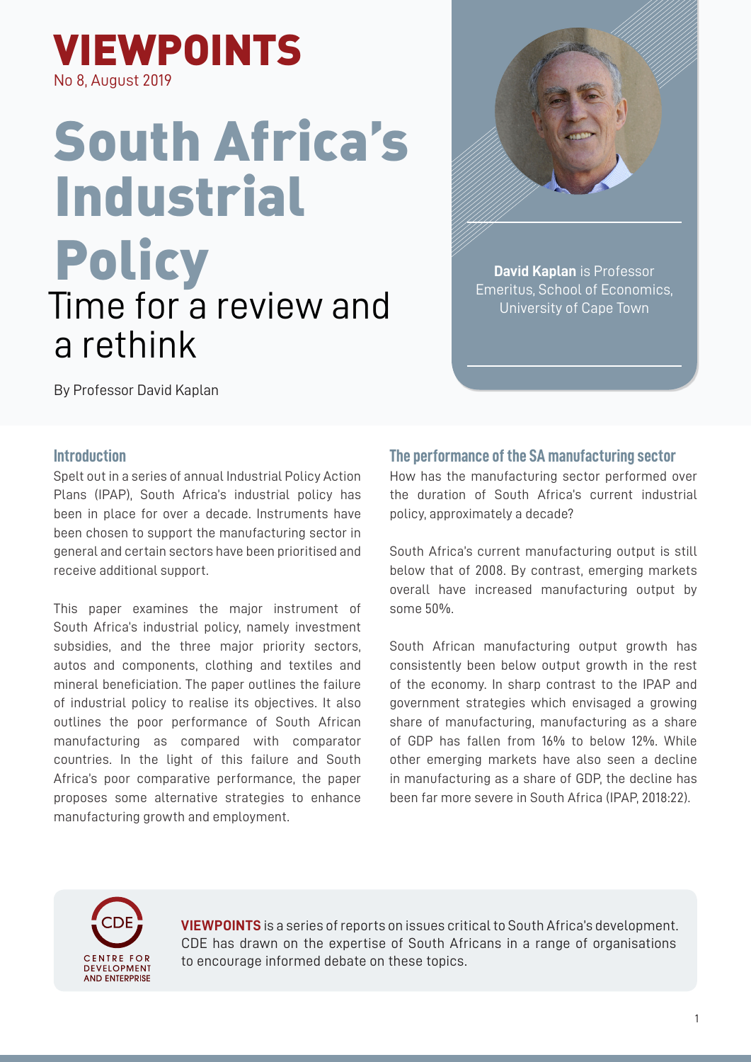# VIEWPOINTS

No 8, August 2019

# South Africa's Industrial Policy

## Time for a review and a rethink

By Professor David Kaplan

**David Kaplan** is Professor Emeritus, School of Economics, University of Cape Town

### Introduction

Spelt out in a series of annual Industrial Policy Action Plans (IPAP), South Africa's industrial policy has been in place for over a decade. Instruments have been chosen to support the manufacturing sector in general and certain sectors have been prioritised and receive additional support.

This paper examines the major instrument of South Africa's industrial policy, namely investment subsidies, and the three major priority sectors, autos and components, clothing and textiles and mineral beneficiation. The paper outlines the failure of industrial policy to realise its objectives. It also outlines the poor performance of South African manufacturing as compared with comparator countries. In the light of this failure and South Africa's poor comparative performance, the paper proposes some alternative strategies to enhance manufacturing growth and employment.

### The performance of the SA manufacturing sector

How has the manufacturing sector performed over the duration of South Africa's current industrial policy, approximately a decade?

South Africa's current manufacturing output is still below that of 2008. By contrast, emerging markets overall have increased manufacturing output by some 50%.

South African manufacturing output growth has consistently been below output growth in the rest of the economy. In sharp contrast to the IPAP and government strategies which envisaged a growing share of manufacturing, manufacturing as a share of GDP has fallen from 16% to below 12%. While other emerging markets have also seen a decline in manufacturing as a share of GDP, the decline has been far more severe in South Africa (IPAP, 2018:22).

CDE
CENTRE FOR DEVELOPMENT AND ENTERPRISE

**VIEWPOINTS** is a series of reports on issues critical to South Africa's development. CDE has drawn on the expertise of South Africans in a range of organisations to encourage informed debate on these topics.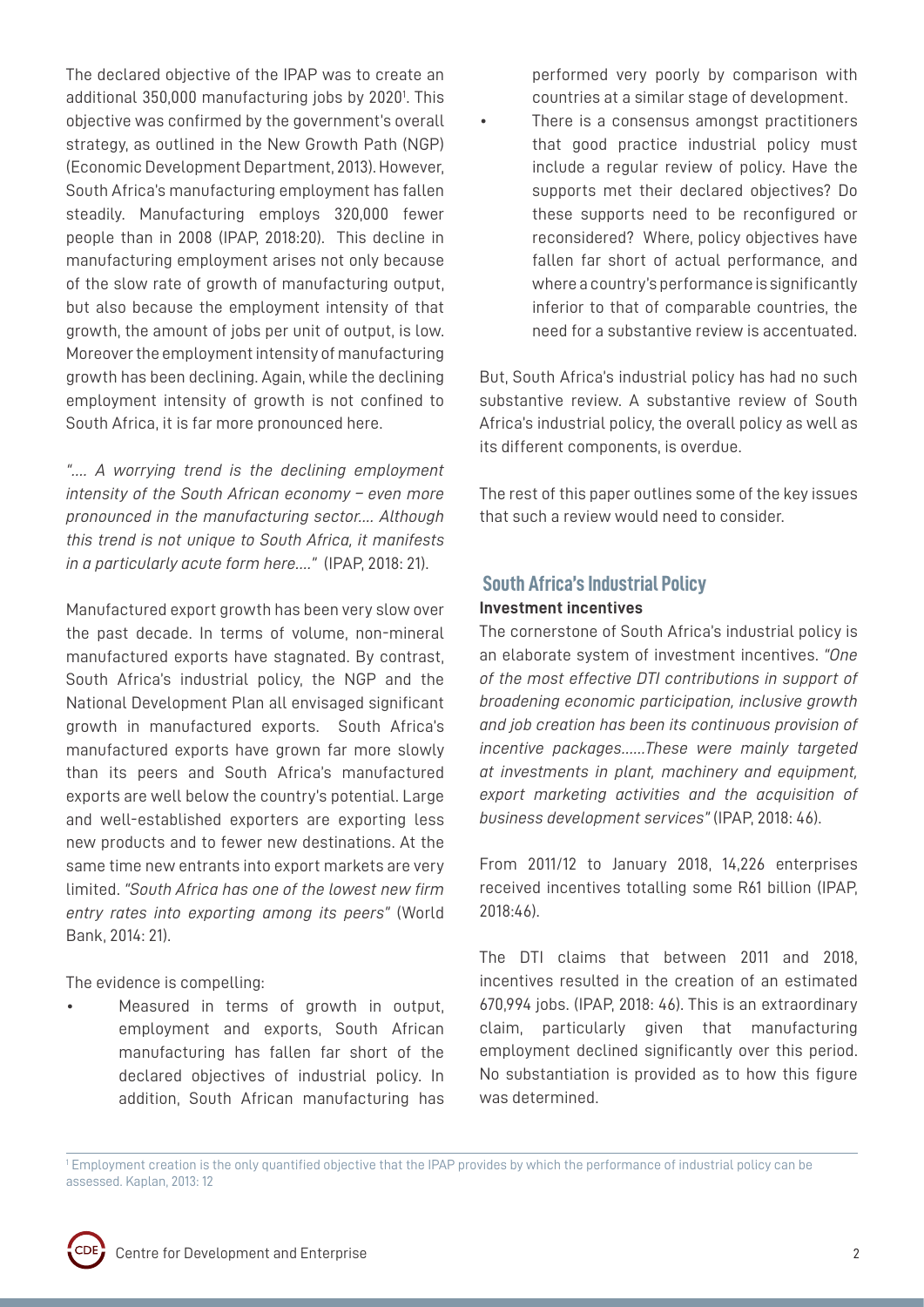The declared objective of the IPAP was to create an additional 350,000 manufacturing jobs by 2020[1]. This objective was confirmed by the government's overall strategy, as outlined in the New Growth Path (NGP) (Economic Development Department, 2013). However, South Africa's manufacturing employment has fallen steadily. Manufacturing employs 320,000 fewer people than in 2008 (IPAP, 2018:20). This decline in manufacturing employment arises not only because of the slow rate of growth of manufacturing output, but also because the employment intensity of that growth, the amount of jobs per unit of output, is low. Moreover the employment intensity of manufacturing growth has been declining. Again, while the declining employment intensity of growth is not confined to South Africa, it is far more pronounced here.

*".... A worrying trend is the declining employment intensity of the South African economy – even more pronounced in the manufacturing sector.... Although this trend is not unique to South Africa, it manifests in a particularly acute form here...."* (IPAP, 2018: 21).

Manufactured export growth has been very slow over the past decade. In terms of volume, non-mineral manufactured exports have stagnated. By contrast, South Africa's industrial policy, the NGP and the National Development Plan all envisaged significant growth in manufactured exports. South Africa's manufactured exports have grown far more slowly than its peers and South Africa's manufactured exports are well below the country's potential. Large and well-established exporters are exporting less new products and to fewer new destinations. At the same time new entrants into export markets are very limited. *"South Africa has one of the lowest new firm entry rates into exporting among its peers"* (World Bank, 2014: 21).

The evidence is compelling:

- Measured in terms of growth in output, employment and exports, South African manufacturing has fallen far short of the declared objectives of industrial policy. In addition, South African manufacturing has performed very poorly by comparison with countries at a similar stage of development.
- There is a consensus amongst practitioners that good practice industrial policy must include a regular review of policy. Have the supports met their declared objectives? Do these supports need to be reconfigured or reconsidered? Where, policy objectives have fallen far short of actual performance, and where a country's performance is significantly inferior to that of comparable countries, the need for a substantive review is accentuated.

But, South Africa's industrial policy has had no such substantive review. A substantive review of South Africa's industrial policy, the overall policy as well as its different components, is overdue.

The rest of this paper outlines some of the key issues that such a review would need to consider.

## South Africa's Industrial Policy

### Investment incentives

The cornerstone of South Africa's industrial policy is an elaborate system of investment incentives. *"One of the most effective DTI contributions in support of broadening economic participation, inclusive growth and job creation has been its continuous provision of incentive packages……These were mainly targeted at investments in plant, machinery and equipment, export marketing activities and the acquisition of business development services"* (IPAP, 2018: 46).

From 2011/12 to January 2018, 14,226 enterprises received incentives totalling some R61 billion (IPAP, 2018:46).

The DTI claims that between 2011 and 2018, incentives resulted in the creation of an estimated 670,994 jobs. (IPAP, 2018: 46). This is an extraordinary claim, particularly given that manufacturing employment declined significantly over this period. No substantiation is provided as to how this figure was determined.

[1] Employment creation is the only quantified objective that the IPAP provides by which the performance of industrial policy can be assessed. Kaplan, 2013: 12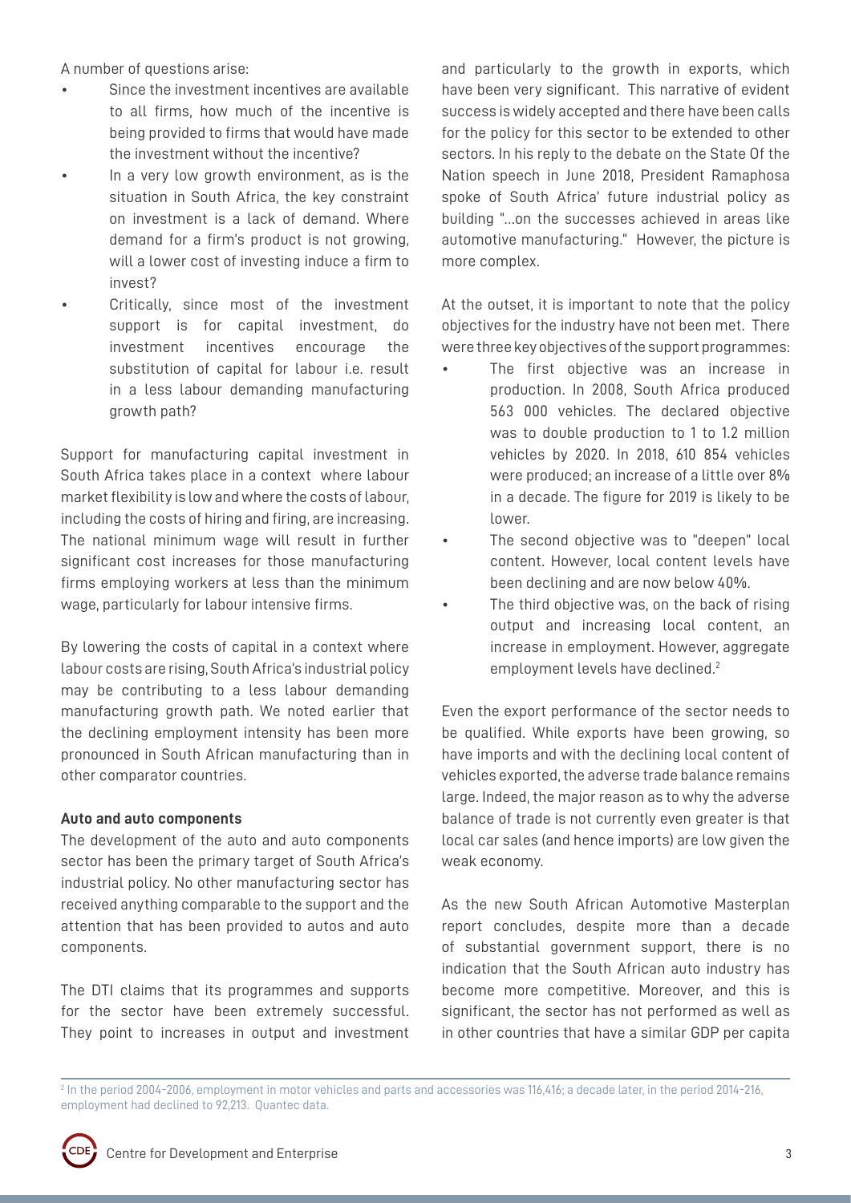A number of questions arise:

- Since the investment incentives are available to all firms, how much of the incentive is being provided to firms that would have made the investment without the incentive?
- In a very low growth environment, as is the situation in South Africa, the key constraint on investment is a lack of demand. Where demand for a firm's product is not growing, will a lower cost of investing induce a firm to invest?
- Critically, since most of the investment support is for capital investment, do investment incentives encourage the substitution of capital for labour i.e. result in a less labour demanding manufacturing growth path?

Support for manufacturing capital investment in South Africa takes place in a context where labour market flexibility is low and where the costs of labour, including the costs of hiring and firing, are increasing. The national minimum wage will result in further significant cost increases for those manufacturing firms employing workers at less than the minimum wage, particularly for labour intensive firms.

By lowering the costs of capital in a context where labour costs are rising, South Africa's industrial policy may be contributing to a less labour demanding manufacturing growth path. We noted earlier that the declining employment intensity has been more pronounced in South African manufacturing than in other comparator countries.

**Auto and auto components**

The development of the auto and auto components sector has been the primary target of South Africa's industrial policy. No other manufacturing sector has received anything comparable to the support and the attention that has been provided to autos and auto components.

The DTI claims that its programmes and supports for the sector have been extremely successful. They point to increases in output and investment and particularly to the growth in exports, which have been very significant. This narrative of evident success is widely accepted and there have been calls for the policy for this sector to be extended to other sectors. In his reply to the debate on the State Of the Nation speech in June 2018, President Ramaphosa spoke of South Africa' future industrial policy as building "…on the successes achieved in areas like automotive manufacturing." However, the picture is more complex.

At the outset, it is important to note that the policy objectives for the industry have not been met. There were three key objectives of the support programmes:

- The first objective was an increase in production. In 2008, South Africa produced 563 000 vehicles. The declared objective was to double production to 1 to 1.2 million vehicles by 2020. In 2018, 610 854 vehicles were produced; an increase of a little over 8% in a decade. The figure for 2019 is likely to be lower.
- The second objective was to "deepen" local content. However, local content levels have been declining and are now below 40%.
- The third objective was, on the back of rising output and increasing local content, an increase in employment. However, aggregate employment levels have declined.[2]

Even the export performance of the sector needs to be qualified. While exports have been growing, so have imports and with the declining local content of vehicles exported, the adverse trade balance remains large. Indeed, the major reason as to why the adverse balance of trade is not currently even greater is that local car sales (and hence imports) are low given the weak economy.

As the new South African Automotive Masterplan report concludes, despite more than a decade of substantial government support, there is no indication that the South African auto industry has become more competitive. Moreover, and this is significant, the sector has not performed as well as in other countries that have a similar GDP per capita

[2] In the period 2004-2006, employment in motor vehicles and parts and accessories was 116,416; a decade later, in the period 2014-216, employment had declined to 92,213. Quantec data.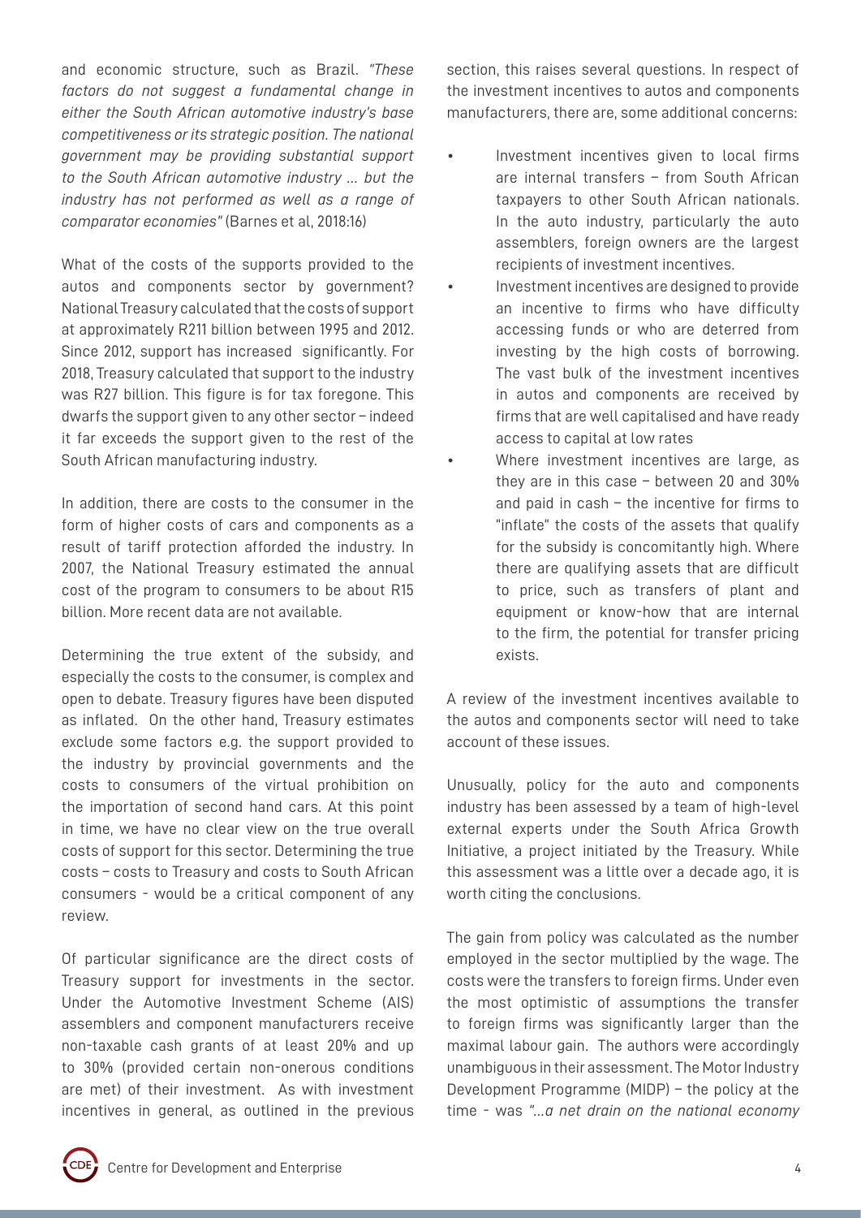and economic structure, such as Brazil. *"These factors do not suggest a fundamental change in either the South African automotive industry's base competitiveness or its strategic position. The national government may be providing substantial support to the South African automotive industry ... but the industry has not performed as well as a range of comparator economies"* (Barnes et al, 2018:16)

What of the costs of the supports provided to the autos and components sector by government? National Treasury calculated that the costs of support at approximately R211 billion between 1995 and 2012. Since 2012, support has increased significantly. For 2018, Treasury calculated that support to the industry was R27 billion. This figure is for tax foregone. This dwarfs the support given to any other sector – indeed it far exceeds the support given to the rest of the South African manufacturing industry.

In addition, there are costs to the consumer in the form of higher costs of cars and components as a result of tariff protection afforded the industry. In 2007, the National Treasury estimated the annual cost of the program to consumers to be about R15 billion. More recent data are not available.

Determining the true extent of the subsidy, and especially the costs to the consumer, is complex and open to debate. Treasury figures have been disputed as inflated. On the other hand, Treasury estimates exclude some factors e.g. the support provided to the industry by provincial governments and the costs to consumers of the virtual prohibition on the importation of second hand cars. At this point in time, we have no clear view on the true overall costs of support for this sector. Determining the true costs – costs to Treasury and costs to South African consumers - would be a critical component of any review.

Of particular significance are the direct costs of Treasury support for investments in the sector. Under the Automotive Investment Scheme (AIS) assemblers and component manufacturers receive non-taxable cash grants of at least 20% and up to 30% (provided certain non-onerous conditions are met) of their investment. As with investment incentives in general, as outlined in the previous section, this raises several questions. In respect of the investment incentives to autos and components manufacturers, there are, some additional concerns:

- Investment incentives given to local firms are internal transfers – from South African taxpayers to other South African nationals. In the auto industry, particularly the auto assemblers, foreign owners are the largest recipients of investment incentives.
- Investment incentives are designed to provide an incentive to firms who have difficulty accessing funds or who are deterred from investing by the high costs of borrowing. The vast bulk of the investment incentives in autos and components are received by firms that are well capitalised and have ready access to capital at low rates
- Where investment incentives are large, as they are in this case – between 20 and 30% and paid in cash – the incentive for firms to "inflate" the costs of the assets that qualify for the subsidy is concomitantly high. Where there are qualifying assets that are difficult to price, such as transfers of plant and equipment or know-how that are internal to the firm, the potential for transfer pricing exists.

A review of the investment incentives available to the autos and components sector will need to take account of these issues.

Unusually, policy for the auto and components industry has been assessed by a team of high-level external experts under the South Africa Growth Initiative, a project initiated by the Treasury. While this assessment was a little over a decade ago, it is worth citing the conclusions.

The gain from policy was calculated as the number employed in the sector multiplied by the wage. The costs were the transfers to foreign firms. Under even the most optimistic of assumptions the transfer to foreign firms was significantly larger than the maximal labour gain. The authors were accordingly unambiguous in their assessment. The Motor Industry Development Programme (MIDP) – the policy at the time - was *"...a net drain on the national economy*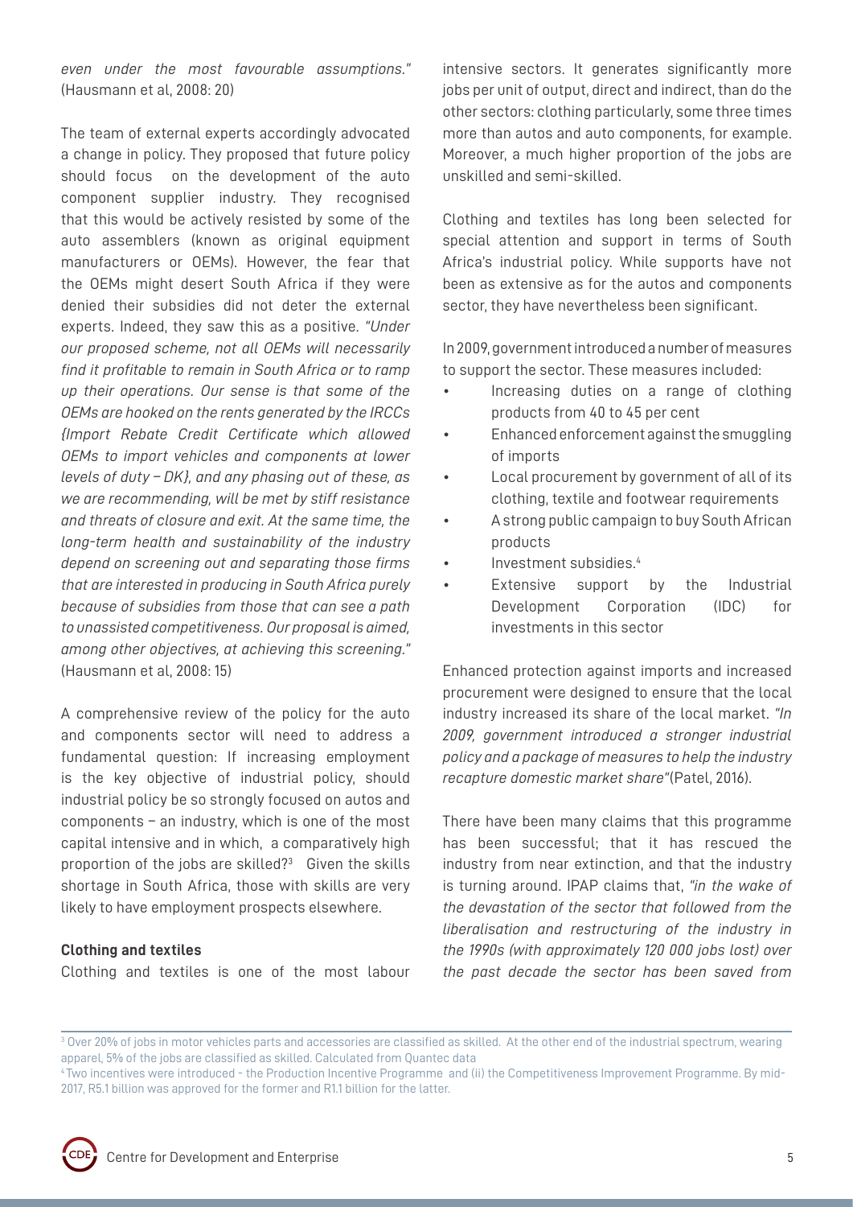*even under the most favourable assumptions."* (Hausmann et al, 2008: 20)

The team of external experts accordingly advocated a change in policy. They proposed that future policy should focus on the development of the auto component supplier industry. They recognised that this would be actively resisted by some of the auto assemblers (known as original equipment manufacturers or OEMs). However, the fear that the OEMs might desert South Africa if they were denied their subsidies did not deter the external experts. Indeed, they saw this as a positive. *"Under our proposed scheme, not all OEMs will necessarily find it profitable to remain in South Africa or to ramp up their operations. Our sense is that some of the OEMs are hooked on the rents generated by the IRCCs {Import Rebate Credit Certificate which allowed OEMs to import vehicles and components at lower levels of duty – DK}, and any phasing out of these, as we are recommending, will be met by stiff resistance and threats of closure and exit. At the same time, the long-term health and sustainability of the industry depend on screening out and separating those firms that are interested in producing in South Africa purely because of subsidies from those that can see a path to unassisted competitiveness. Our proposal is aimed, among other objectives, at achieving this screening."* (Hausmann et al, 2008: 15)

A comprehensive review of the policy for the auto and components sector will need to address a fundamental question: If increasing employment is the key objective of industrial policy, should industrial policy be so strongly focused on autos and components – an industry, which is one of the most capital intensive and in which, a comparatively high proportion of the jobs are skilled?[3] Given the skills shortage in South Africa, those with skills are very likely to have employment prospects elsewhere.

**Clothing and textiles**

Clothing and textiles is one of the most labour intensive sectors. It generates significantly more jobs per unit of output, direct and indirect, than do the other sectors: clothing particularly, some three times more than autos and auto components, for example. Moreover, a much higher proportion of the jobs are unskilled and semi-skilled.

Clothing and textiles has long been selected for special attention and support in terms of South Africa's industrial policy. While supports have not been as extensive as for the autos and components sector, they have nevertheless been significant.

In 2009, government introduced a number of measures to support the sector. These measures included:

- Increasing duties on a range of clothing products from 40 to 45 per cent
- Enhanced enforcement against the smuggling of imports
- Local procurement by government of all of its clothing, textile and footwear requirements
- A strong public campaign to buy South African products
- Investment subsidies.[4]
- Extensive support by the Industrial Development Corporation (IDC) for investments in this sector

Enhanced protection against imports and increased procurement were designed to ensure that the local industry increased its share of the local market. *"In 2009, government introduced a stronger industrial policy and a package of measures to help the industry recapture domestic market share"* (Patel, 2016).

There have been many claims that this programme has been successful; that it has rescued the industry from near extinction, and that the industry is turning around. IPAP claims that, *"in the wake of the devastation of the sector that followed from the liberalisation and restructuring of the industry in the 1990s (with approximately 120 000 jobs lost) over the past decade the sector has been saved from*

---

[3] Over 20% of jobs in motor vehicles parts and accessories are classified as skilled. At the other end of the industrial spectrum, wearing apparel, 5% of the jobs are classified as skilled. Calculated from Quantec data

[4] Two incentives were introduced - the Production Incentive Programme and (ii) the Competitiveness Improvement Programme. By mid-2017, R5.1 billion was approved for the former and R1.1 billion for the latter.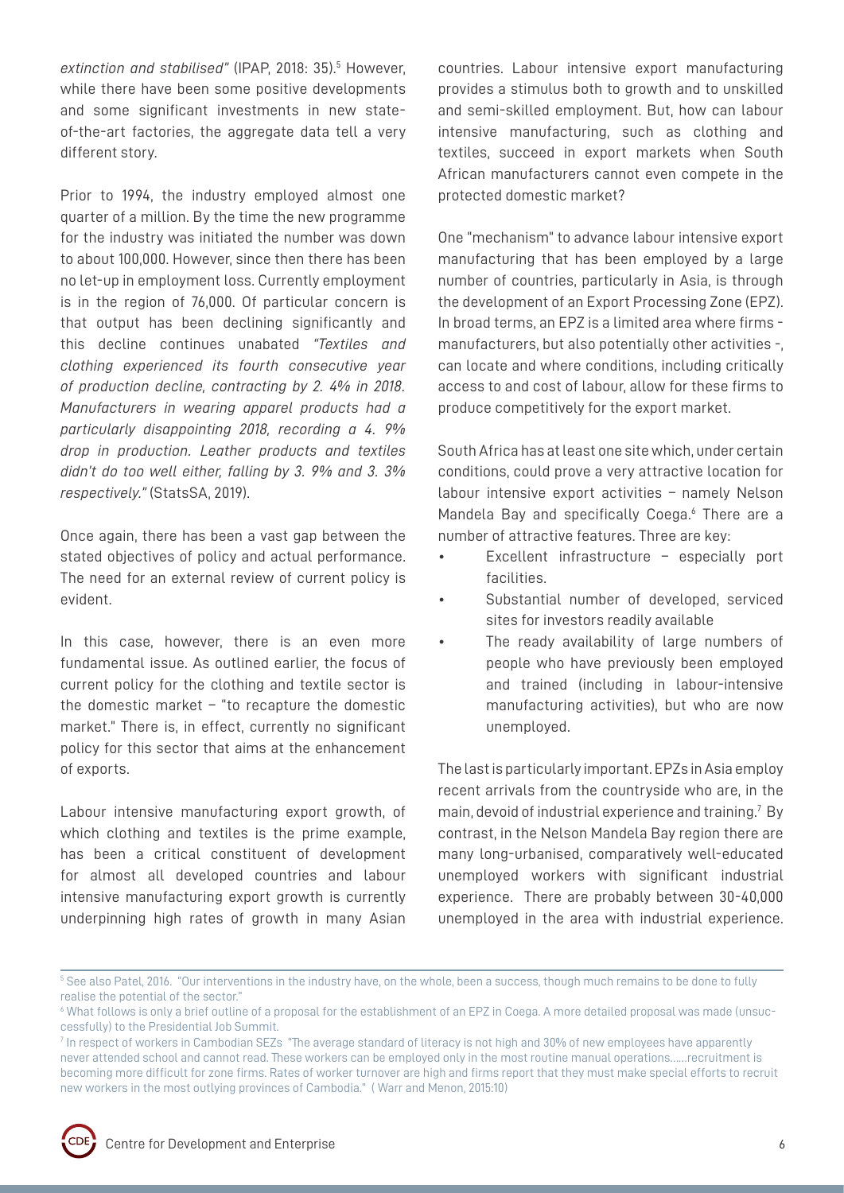*extinction and stabilised"* (IPAP, 2018: 35).[5] However, while there have been some positive developments and some significant investments in new state-of-the-art factories, the aggregate data tell a very different story.

Prior to 1994, the industry employed almost one quarter of a million. By the time the new programme for the industry was initiated the number was down to about 100,000. However, since then there has been no let-up in employment loss. Currently employment is in the region of 76,000. Of particular concern is that output has been declining significantly and this decline continues unabated *"Textiles and clothing experienced its fourth consecutive year of production decline, contracting by 2. 4% in 2018. Manufacturers in wearing apparel products had a particularly disappointing 2018, recording a 4. 9% drop in production. Leather products and textiles didn't do too well either, falling by 3. 9% and 3. 3% respectively."* (StatsSA, 2019).

Once again, there has been a vast gap between the stated objectives of policy and actual performance. The need for an external review of current policy is evident.

In this case, however, there is an even more fundamental issue. As outlined earlier, the focus of current policy for the clothing and textile sector is the domestic market – "to recapture the domestic market." There is, in effect, currently no significant policy for this sector that aims at the enhancement of exports.

Labour intensive manufacturing export growth, of which clothing and textiles is the prime example, has been a critical constituent of development for almost all developed countries and labour intensive manufacturing export growth is currently underpinning high rates of growth in many Asian countries. Labour intensive export manufacturing provides a stimulus both to growth and to unskilled and semi-skilled employment. But, how can labour intensive manufacturing, such as clothing and textiles, succeed in export markets when South African manufacturers cannot even compete in the protected domestic market?

One "mechanism" to advance labour intensive export manufacturing that has been employed by a large number of countries, particularly in Asia, is through the development of an Export Processing Zone (EPZ). In broad terms, an EPZ is a limited area where firms - manufacturers, but also potentially other activities -, can locate and where conditions, including critically access to and cost of labour, allow for these firms to produce competitively for the export market.

South Africa has at least one site which, under certain conditions, could prove a very attractive location for labour intensive export activities – namely Nelson Mandela Bay and specifically Coega.[6] There are a number of attractive features. Three are key:

- Excellent infrastructure – especially port facilities.
- Substantial number of developed, serviced sites for investors readily available
- The ready availability of large numbers of people who have previously been employed and trained (including in labour-intensive manufacturing activities), but who are now unemployed.

The last is particularly important. EPZs in Asia employ recent arrivals from the countryside who are, in the main, devoid of industrial experience and training.[7] By contrast, in the Nelson Mandela Bay region there are many long-urbanised, comparatively well-educated unemployed workers with significant industrial experience. There are probably between 30-40,000 unemployed in the area with industrial experience.

---

[5] See also Patel, 2016. "Our interventions in the industry have, on the whole, been a success, though much remains to be done to fully realise the potential of the sector."

[6] What follows is only a brief outline of a proposal for the establishment of an EPZ in Coega. A more detailed proposal was made (unsuccessfully) to the Presidential Job Summit.

[7] In respect of workers in Cambodian SEZs "The average standard of literacy is not high and 30% of new employees have apparently never attended school and cannot read. These workers can be employed only in the most routine manual operations……recruitment is becoming more difficult for zone firms. Rates of worker turnover are high and firms report that they must make special efforts to recruit new workers in the most outlying provinces of Cambodia." ( Warr and Menon, 2015:10)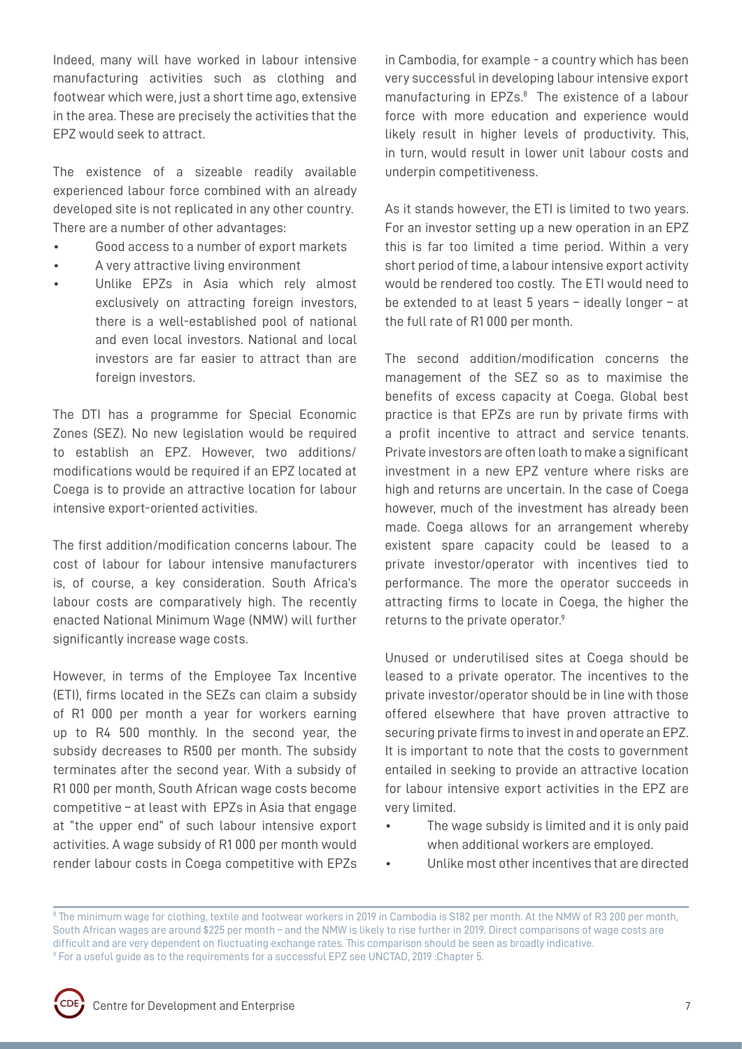Indeed, many will have worked in labour intensive manufacturing activities such as clothing and footwear which were, just a short time ago, extensive in the area. These are precisely the activities that the EPZ would seek to attract.

The existence of a sizeable readily available experienced labour force combined with an already developed site is not replicated in any other country. There are a number of other advantages:

- Good access to a number of export markets
- A very attractive living environment
- Unlike EPZs in Asia which rely almost exclusively on attracting foreign investors, there is a well-established pool of national and even local investors. National and local investors are far easier to attract than are foreign investors.

The DTI has a programme for Special Economic Zones (SEZ). No new legislation would be required to establish an EPZ. However, two additions/modifications would be required if an EPZ located at Coega is to provide an attractive location for labour intensive export-oriented activities.

The first addition/modification concerns labour. The cost of labour for labour intensive manufacturers is, of course, a key consideration. South Africa's labour costs are comparatively high. The recently enacted National Minimum Wage (NMW) will further significantly increase wage costs.

However, in terms of the Employee Tax Incentive (ETI), firms located in the SEZs can claim a subsidy of R1 000 per month a year for workers earning up to R4 500 monthly. In the second year, the subsidy decreases to R500 per month. The subsidy terminates after the second year. With a subsidy of R1 000 per month, South African wage costs become competitive – at least with EPZs in Asia that engage at "the upper end" of such labour intensive export activities. A wage subsidy of R1 000 per month would render labour costs in Coega competitive with EPZs in Cambodia, for example - a country which has been very successful in developing labour intensive export manufacturing in EPZs.[8] The existence of a labour force with more education and experience would likely result in higher levels of productivity. This, in turn, would result in lower unit labour costs and underpin competitiveness.

As it stands however, the ETI is limited to two years. For an investor setting up a new operation in an EPZ this is far too limited a time period. Within a very short period of time, a labour intensive export activity would be rendered too costly. The ETI would need to be extended to at least 5 years – ideally longer – at the full rate of R1 000 per month.

The second addition/modification concerns the management of the SEZ so as to maximise the benefits of excess capacity at Coega. Global best practice is that EPZs are run by private firms with a profit incentive to attract and service tenants. Private investors are often loath to make a significant investment in a new EPZ venture where risks are high and returns are uncertain. In the case of Coega however, much of the investment has already been made. Coega allows for an arrangement whereby existent spare capacity could be leased to a private investor/operator with incentives tied to performance. The more the operator succeeds in attracting firms to locate in Coega, the higher the returns to the private operator.[9]

Unused or underutilised sites at Coega should be leased to a private operator. The incentives to the private investor/operator should be in line with those offered elsewhere that have proven attractive to securing private firms to invest in and operate an EPZ. It is important to note that the costs to government entailed in seeking to provide an attractive location for labour intensive export activities in the EPZ are very limited.

- The wage subsidy is limited and it is only paid when additional workers are employed.
- Unlike most other incentives that are directed

[8] The minimum wage for clothing, textile and footwear workers in 2019 in Cambodia is $182 per month. At the NMW of R3 200 per month, South African wages are around $225 per month – and the NMW is likely to rise further in 2019. Direct comparisons of wage costs are difficult and are very dependent on fluctuating exchange rates. This comparison should be seen as broadly indicative.

[9] For a useful guide as to the requirements for a successful EPZ see UNCTAD, 2019 :Chapter 5.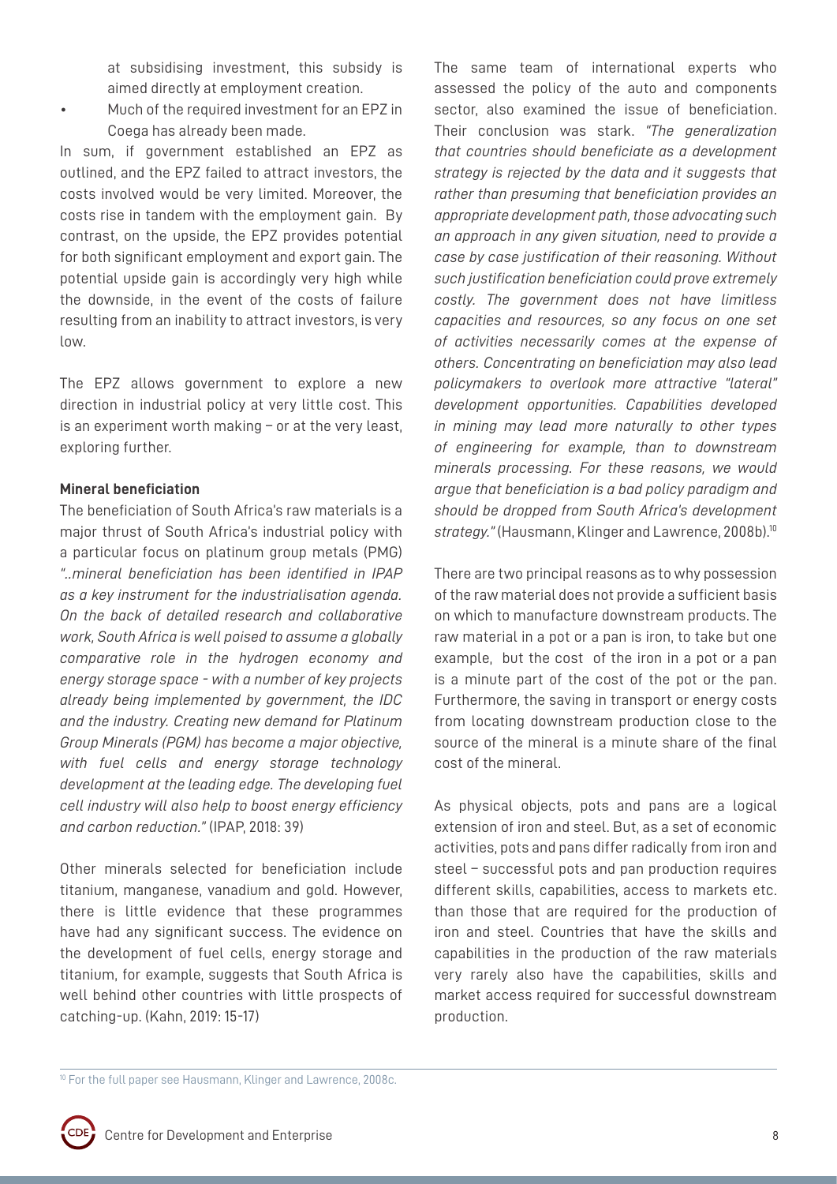at subsidising investment, this subsidy is aimed directly at employment creation.

- Much of the required investment for an EPZ in Coega has already been made.

In sum, if government established an EPZ as outlined, and the EPZ failed to attract investors, the costs involved would be very limited. Moreover, the costs rise in tandem with the employment gain. By contrast, on the upside, the EPZ provides potential for both significant employment and export gain. The potential upside gain is accordingly very high while the downside, in the event of the costs of failure resulting from an inability to attract investors, is very low.

The EPZ allows government to explore a new direction in industrial policy at very little cost. This is an experiment worth making – or at the very least, exploring further.

**Mineral beneficiation**

The beneficiation of South Africa's raw materials is a major thrust of South Africa's industrial policy with a particular focus on platinum group metals (PMG) *"..mineral beneficiation has been identified in IPAP as a key instrument for the industrialisation agenda. On the back of detailed research and collaborative work, South Africa is well poised to assume a globally comparative role in the hydrogen economy and energy storage space - with a number of key projects already being implemented by government, the IDC and the industry. Creating new demand for Platinum Group Minerals (PGM) has become a major objective, with fuel cells and energy storage technology development at the leading edge. The developing fuel cell industry will also help to boost energy efficiency and carbon reduction."* (IPAP, 2018: 39)

Other minerals selected for beneficiation include titanium, manganese, vanadium and gold. However, there is little evidence that these programmes have had any significant success. The evidence on the development of fuel cells, energy storage and titanium, for example, suggests that South Africa is well behind other countries with little prospects of catching-up. (Kahn, 2019: 15-17)

The same team of international experts who assessed the policy of the auto and components sector, also examined the issue of beneficiation. Their conclusion was stark. *"The generalization that countries should beneficiate as a development strategy is rejected by the data and it suggests that rather than presuming that beneficiation provides an appropriate development path, those advocating such an approach in any given situation, need to provide a case by case justification of their reasoning. Without such justification beneficiation could prove extremely costly. The government does not have limitless capacities and resources, so any focus on one set of activities necessarily comes at the expense of others. Concentrating on beneficiation may also lead policymakers to overlook more attractive "lateral" development opportunities. Capabilities developed in mining may lead more naturally to other types of engineering for example, than to downstream minerals processing. For these reasons, we would argue that beneficiation is a bad policy paradigm and should be dropped from South Africa's development strategy."* (Hausmann, Klinger and Lawrence, 2008b).[10]

There are two principal reasons as to why possession of the raw material does not provide a sufficient basis on which to manufacture downstream products. The raw material in a pot or a pan is iron, to take but one example, but the cost of the iron in a pot or a pan is a minute part of the cost of the pot or the pan. Furthermore, the saving in transport or energy costs from locating downstream production close to the source of the mineral is a minute share of the final cost of the mineral.

As physical objects, pots and pans are a logical extension of iron and steel. But, as a set of economic activities, pots and pans differ radically from iron and steel – successful pots and pan production requires different skills, capabilities, access to markets etc. than those that are required for the production of iron and steel. Countries that have the skills and capabilities in the production of the raw materials very rarely also have the capabilities, skills and market access required for successful downstream production.

[10] For the full paper see Hausmann, Klinger and Lawrence, 2008c.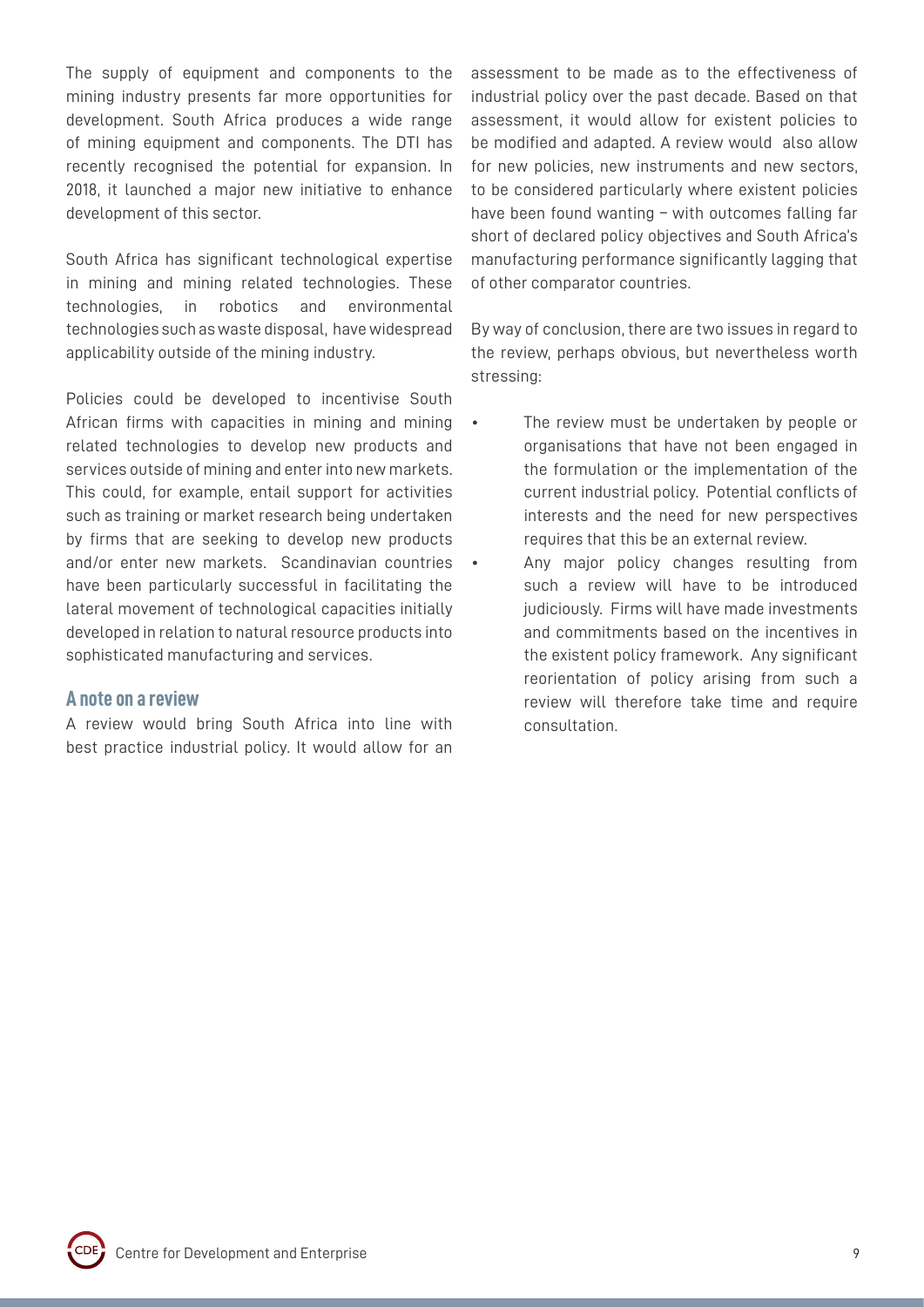The supply of equipment and components to the mining industry presents far more opportunities for development. South Africa produces a wide range of mining equipment and components. The DTI has recently recognised the potential for expansion. In 2018, it launched a major new initiative to enhance development of this sector.

South Africa has significant technological expertise in mining and mining related technologies. These technologies, in robotics and environmental technologies such as waste disposal, have widespread applicability outside of the mining industry.

Policies could be developed to incentivise South African firms with capacities in mining and mining related technologies to develop new products and services outside of mining and enter into new markets. This could, for example, entail support for activities such as training or market research being undertaken by firms that are seeking to develop new products and/or enter new markets. Scandinavian countries have been particularly successful in facilitating the lateral movement of technological capacities initially developed in relation to natural resource products into sophisticated manufacturing and services.

### A note on a review

A review would bring South Africa into line with best practice industrial policy. It would allow for an assessment to be made as to the effectiveness of industrial policy over the past decade. Based on that assessment, it would allow for existent policies to be modified and adapted. A review would also allow for new policies, new instruments and new sectors, to be considered particularly where existent policies have been found wanting – with outcomes falling far short of declared policy objectives and South Africa's manufacturing performance significantly lagging that of other comparator countries.

By way of conclusion, there are two issues in regard to the review, perhaps obvious, but nevertheless worth stressing:

- The review must be undertaken by people or organisations that have not been engaged in the formulation or the implementation of the current industrial policy. Potential conflicts of interests and the need for new perspectives requires that this be an external review.
- Any major policy changes resulting from such a review will have to be introduced judiciously. Firms will have made investments and commitments based on the incentives in the existent policy framework. Any significant reorientation of policy arising from such a review will therefore take time and require consultation.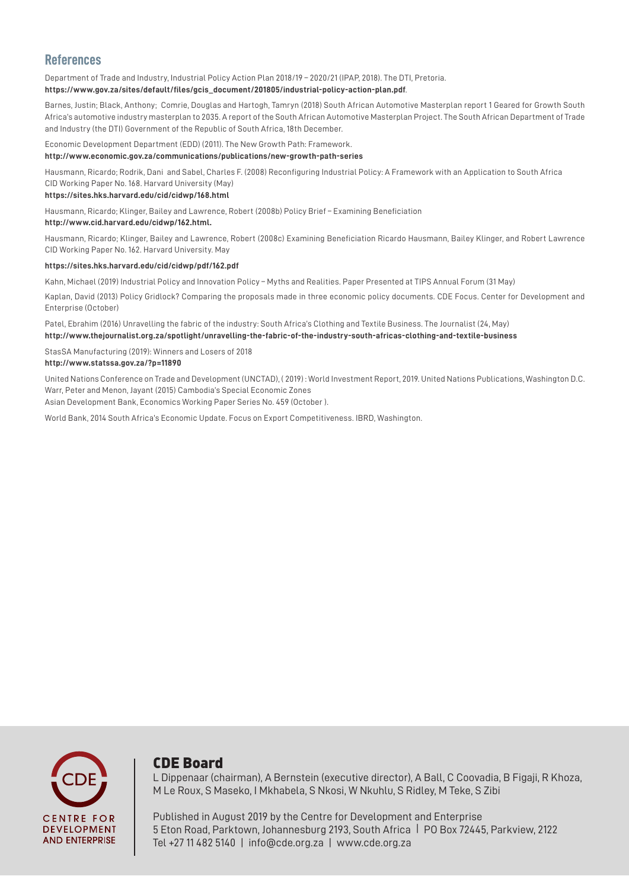## References

Department of Trade and Industry, Industrial Policy Action Plan 2018/19 – 2020/21 (IPAP, 2018). The DTI, Pretoria. **https://www.gov.za/sites/default/files/gcis_document/201805/industrial-policy-action-plan.pdf**.

Barnes, Justin; Black, Anthony; Comrie, Douglas and Hartogh, Tamryn (2018) South African Automotive Masterplan report 1 Geared for Growth South Africa's automotive industry masterplan to 2035. A report of the South African Automotive Masterplan Project. The South African Department of Trade and Industry (the DTI) Government of the Republic of South Africa, 18th December.

Economic Development Department (EDD) (2011). The New Growth Path: Framework.
**http://www.economic.gov.za/communications/publications/new-growth-path-series**

Hausmann, Ricardo; Rodrik, Dani and Sabel, Charles F. (2008) Reconfiguring Industrial Policy: A Framework with an Application to South Africa CID Working Paper No. 168. Harvard University (May)
**https://sites.hks.harvard.edu/cid/cidwp/168.html**

Hausmann, Ricardo; Klinger, Bailey and Lawrence, Robert (2008b) Policy Brief – Examining Beneficiation
**http://www.cid.harvard.edu/cidwp/162.html.**

Hausmann, Ricardo; Klinger, Bailey and Lawrence, Robert (2008c) Examining Beneficiation Ricardo Hausmann, Bailey Klinger, and Robert Lawrence CID Working Paper No. 162. Harvard University. May

**https://sites.hks.harvard.edu/cid/cidwp/pdf/162.pdf**

Kahn, Michael (2019) Industrial Policy and Innovation Policy – Myths and Realities. Paper Presented at TIPS Annual Forum (31 May)

Kaplan, David (2013) Policy Gridlock? Comparing the proposals made in three economic policy documents. CDE Focus. Center for Development and Enterprise (October)

Patel, Ebrahim (2016) Unravelling the fabric of the industry: South Africa's Clothing and Textile Business. The Journalist (24, May)
**http://www.thejournalist.org.za/spotlight/unravelling-the-fabric-of-the-industry-south-africas-clothing-and-textile-business**

StasSA Manufacturing (2019): Winners and Losers of 2018
**http://www.statssa.gov.za/?p=11890**

United Nations Conference on Trade and Development (UNCTAD), ( 2019) : World Investment Report, 2019. United Nations Publications, Washington D.C.
Warr, Peter and Menon, Jayant (2015) Cambodia's Special Economic Zones
Asian Development Bank, Economics Working Paper Series No. 459 (October ).

World Bank, 2014 South Africa's Economic Update. Focus on Export Competitiveness. IBRD, Washington.

CDE
CENTRE FOR DEVELOPMENT AND ENTERPRISE

### CDE Board

L Dippenaar (chairman), A Bernstein (executive director), A Ball, C Coovadia, B Figaji, R Khoza, M Le Roux, S Maseko, I Mkhabela, S Nkosi, W Nkuhlu, S Ridley, M Teke, S Zibi

Published in August 2019 by the Centre for Development and Enterprise
5 Eton Road, Parktown, Johannesburg 2193, South Africa | PO Box 72445, Parkview, 2122
Tel +27 11 482 5140 | info@cde.org.za | www.cde.org.za